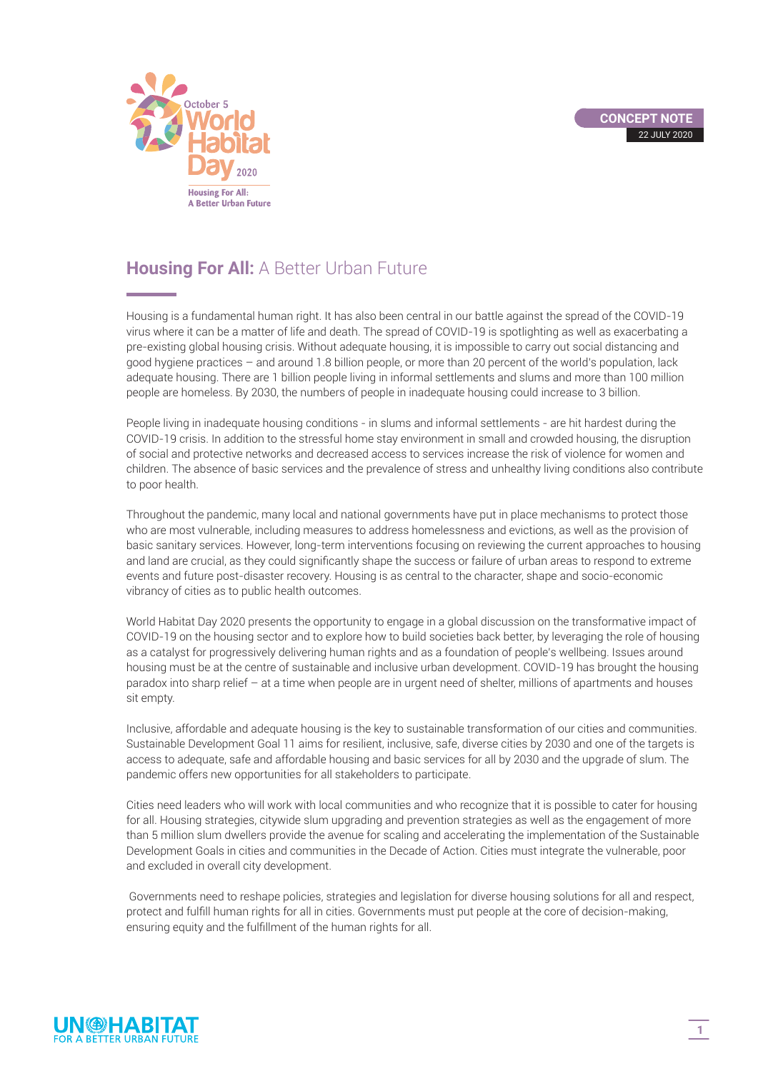October 5
World Habitat Day 2020
Housing For All: A Better Urban Future

**CONCEPT NOTE**
22 JULY 2020

# **Housing For All:** A Better Urban Future

Housing is a fundamental human right. It has also been central in our battle against the spread of the COVID-19 virus where it can be a matter of life and death. The spread of COVID-19 is spotlighting as well as exacerbating a pre-existing global housing crisis. Without adequate housing, it is impossible to carry out social distancing and good hygiene practices – and around 1.8 billion people, or more than 20 percent of the world's population, lack adequate housing. There are 1 billion people living in informal settlements and slums and more than 100 million people are homeless. By 2030, the numbers of people in inadequate housing could increase to 3 billion.

People living in inadequate housing conditions - in slums and informal settlements - are hit hardest during the COVID-19 crisis. In addition to the stressful home stay environment in small and crowded housing, the disruption of social and protective networks and decreased access to services increase the risk of violence for women and children. The absence of basic services and the prevalence of stress and unhealthy living conditions also contribute to poor health.

Throughout the pandemic, many local and national governments have put in place mechanisms to protect those who are most vulnerable, including measures to address homelessness and evictions, as well as the provision of basic sanitary services. However, long-term interventions focusing on reviewing the current approaches to housing and land are crucial, as they could significantly shape the success or failure of urban areas to respond to extreme events and future post-disaster recovery. Housing is as central to the character, shape and socio-economic vibrancy of cities as to public health outcomes.

World Habitat Day 2020 presents the opportunity to engage in a global discussion on the transformative impact of COVID-19 on the housing sector and to explore how to build societies back better, by leveraging the role of housing as a catalyst for progressively delivering human rights and as a foundation of people's wellbeing. Issues around housing must be at the centre of sustainable and inclusive urban development. COVID-19 has brought the housing paradox into sharp relief – at a time when people are in urgent need of shelter, millions of apartments and houses sit empty.

Inclusive, affordable and adequate housing is the key to sustainable transformation of our cities and communities. Sustainable Development Goal 11 aims for resilient, inclusive, safe, diverse cities by 2030 and one of the targets is access to adequate, safe and affordable housing and basic services for all by 2030 and the upgrade of slum. The pandemic offers new opportunities for all stakeholders to participate.

Cities need leaders who will work with local communities and who recognize that it is possible to cater for housing for all. Housing strategies, citywide slum upgrading and prevention strategies as well as the engagement of more than 5 million slum dwellers provide the avenue for scaling and accelerating the implementation of the Sustainable Development Goals in cities and communities in the Decade of Action. Cities must integrate the vulnerable, poor and excluded in overall city development.

Governments need to reshape policies, strategies and legislation for diverse housing solutions for all and respect, protect and fulfill human rights for all in cities. Governments must put people at the core of decision-making, ensuring equity and the fulfillment of the human rights for all.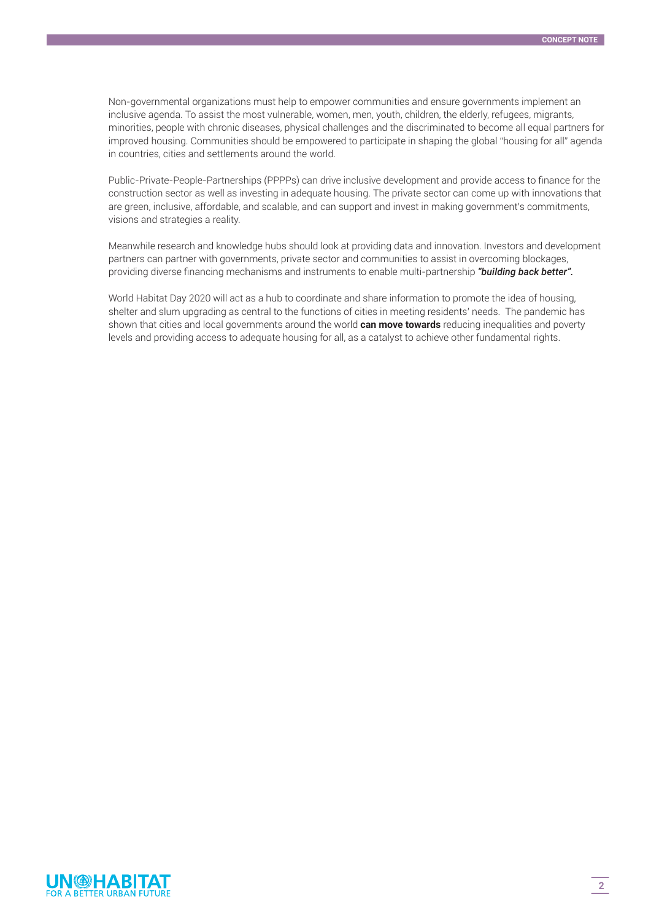Non-governmental organizations must help to empower communities and ensure governments implement an inclusive agenda. To assist the most vulnerable, women, men, youth, children, the elderly, refugees, migrants, minorities, people with chronic diseases, physical challenges and the discriminated to become all equal partners for improved housing. Communities should be empowered to participate in shaping the global "housing for all" agenda in countries, cities and settlements around the world.

Public-Private-People-Partnerships (PPPPs) can drive inclusive development and provide access to finance for the construction sector as well as investing in adequate housing. The private sector can come up with innovations that are green, inclusive, affordable, and scalable, and can support and invest in making government's commitments, visions and strategies a reality.

Meanwhile research and knowledge hubs should look at providing data and innovation. Investors and development partners can partner with governments, private sector and communities to assist in overcoming blockages, providing diverse financing mechanisms and instruments to enable multi-partnership ***"building back better".***

World Habitat Day 2020 will act as a hub to coordinate and share information to promote the idea of housing, shelter and slum upgrading as central to the functions of cities in meeting residents' needs. The pandemic has shown that cities and local governments around the world **can move towards** reducing inequalities and poverty levels and providing access to adequate housing for all, as a catalyst to achieve other fundamental rights.